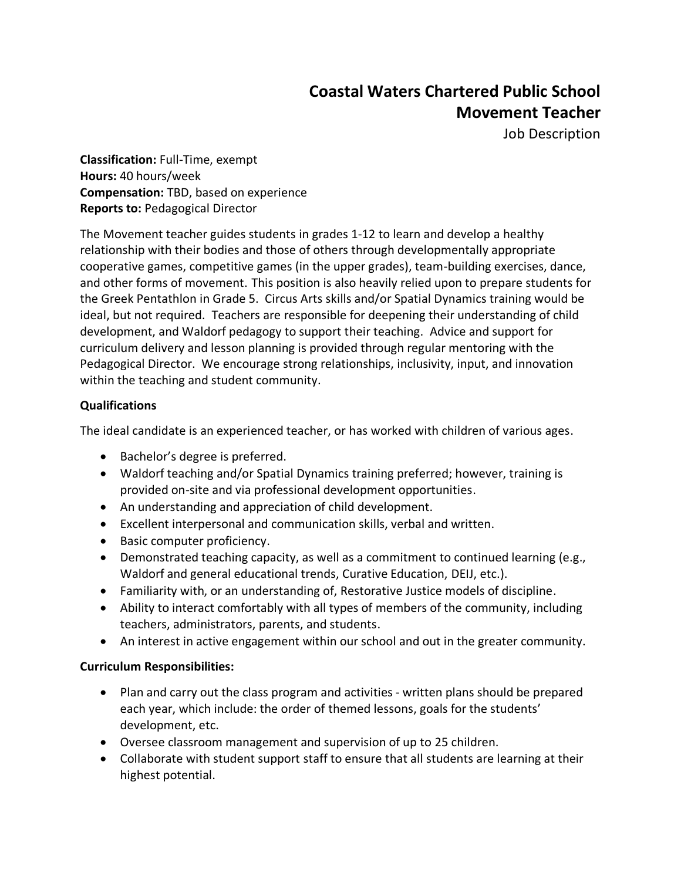# Coastal Waters Chartered Public School
## Movement Teacher
Job Description

**Classification:** Full-Time, exempt
**Hours:** 40 hours/week
**Compensation:** TBD, based on experience
**Reports to:** Pedagogical Director

The Movement teacher guides students in grades 1-12 to learn and develop a healthy relationship with their bodies and those of others through developmentally appropriate cooperative games, competitive games (in the upper grades), team-building exercises, dance, and other forms of movement. This position is also heavily relied upon to prepare students for the Greek Pentathlon in Grade 5. Circus Arts skills and/or Spatial Dynamics training would be ideal, but not required. Teachers are responsible for deepening their understanding of child development, and Waldorf pedagogy to support their teaching. Advice and support for curriculum delivery and lesson planning is provided through regular mentoring with the Pedagogical Director. We encourage strong relationships, inclusivity, input, and innovation within the teaching and student community.

**Qualifications**

The ideal candidate is an experienced teacher, or has worked with children of various ages.

- Bachelor's degree is preferred.
- Waldorf teaching and/or Spatial Dynamics training preferred; however, training is provided on-site and via professional development opportunities.
- An understanding and appreciation of child development.
- Excellent interpersonal and communication skills, verbal and written.
- Basic computer proficiency.
- Demonstrated teaching capacity, as well as a commitment to continued learning (e.g., Waldorf and general educational trends, Curative Education, DEIJ, etc.).
- Familiarity with, or an understanding of, Restorative Justice models of discipline.
- Ability to interact comfortably with all types of members of the community, including teachers, administrators, parents, and students.
- An interest in active engagement within our school and out in the greater community.

**Curriculum Responsibilities:**

- Plan and carry out the class program and activities - written plans should be prepared each year, which include: the order of themed lessons, goals for the students' development, etc.
- Oversee classroom management and supervision of up to 25 children.
- Collaborate with student support staff to ensure that all students are learning at their highest potential.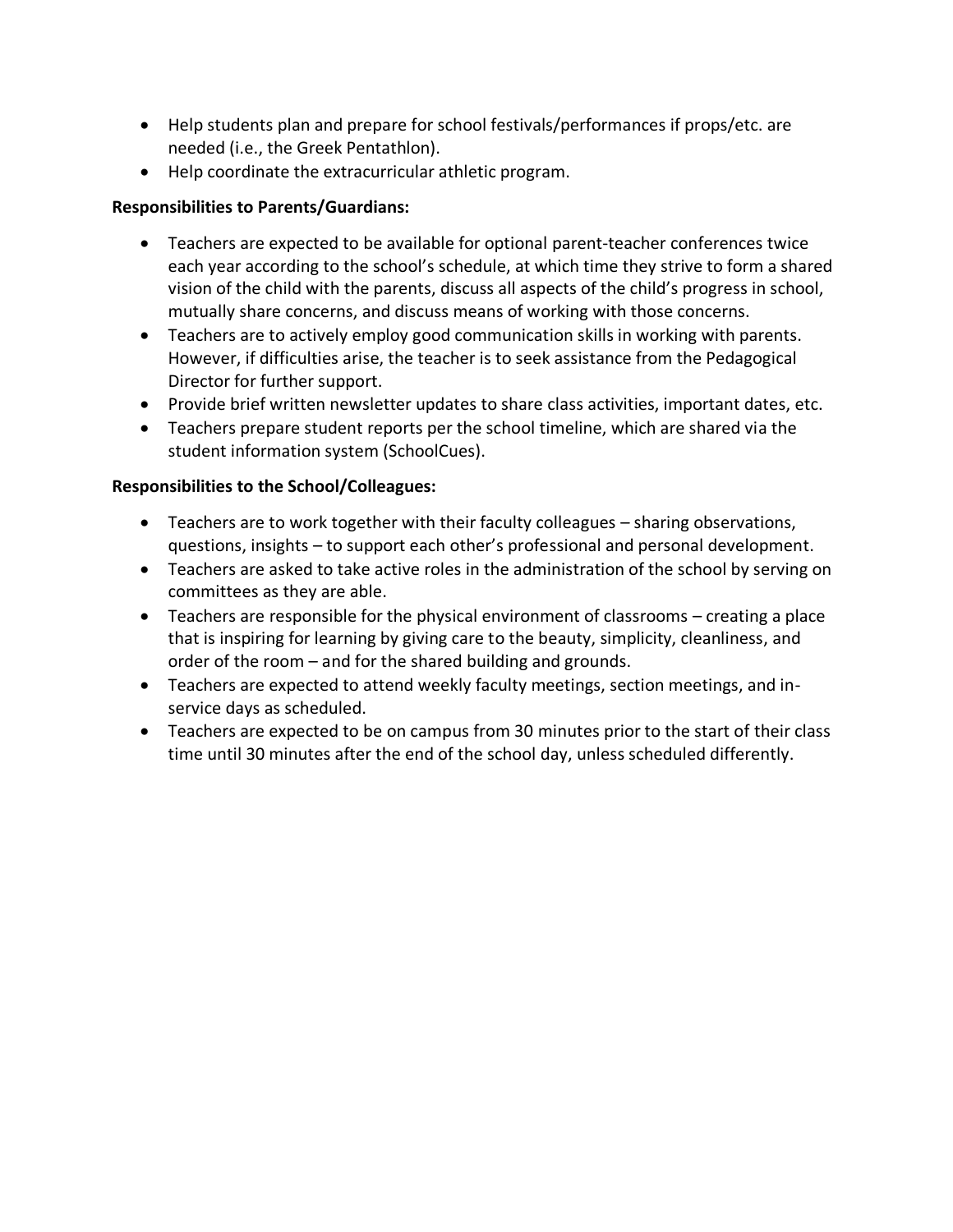- Help students plan and prepare for school festivals/performances if props/etc. are needed (i.e., the Greek Pentathlon).
- Help coordinate the extracurricular athletic program.

**Responsibilities to Parents/Guardians:**

- Teachers are expected to be available for optional parent-teacher conferences twice each year according to the school's schedule, at which time they strive to form a shared vision of the child with the parents, discuss all aspects of the child's progress in school, mutually share concerns, and discuss means of working with those concerns.
- Teachers are to actively employ good communication skills in working with parents. However, if difficulties arise, the teacher is to seek assistance from the Pedagogical Director for further support.
- Provide brief written newsletter updates to share class activities, important dates, etc.
- Teachers prepare student reports per the school timeline, which are shared via the student information system (SchoolCues).

**Responsibilities to the School/Colleagues:**

- Teachers are to work together with their faculty colleagues – sharing observations, questions, insights – to support each other's professional and personal development.
- Teachers are asked to take active roles in the administration of the school by serving on committees as they are able.
- Teachers are responsible for the physical environment of classrooms – creating a place that is inspiring for learning by giving care to the beauty, simplicity, cleanliness, and order of the room – and for the shared building and grounds.
- Teachers are expected to attend weekly faculty meetings, section meetings, and in-service days as scheduled.
- Teachers are expected to be on campus from 30 minutes prior to the start of their class time until 30 minutes after the end of the school day, unless scheduled differently.